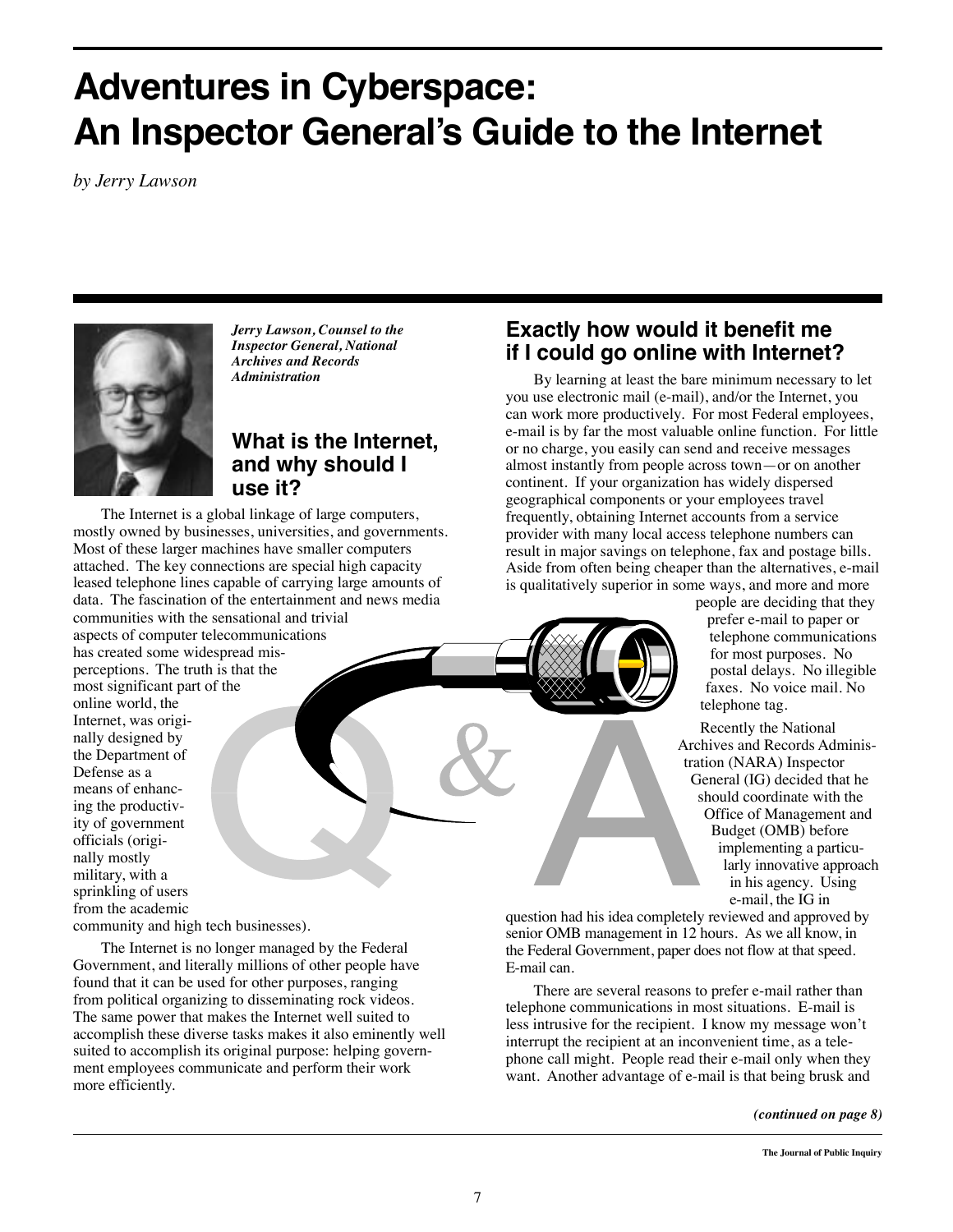# Adventures in Cyberspace: An Inspector General's Guide to the Internet

*by Jerry Lawson*

***Jerry Lawson, Counsel to the Inspector General, National Archives and Records Administration***

## What is the Internet, and why should I use it?

The Internet is a global linkage of large computers, mostly owned by businesses, universities, and governments. Most of these larger machines have smaller computers attached. The key connections are special high capacity leased telephone lines capable of carrying large amounts of data. The fascination of the entertainment and news media communities with the sensational and trivial aspects of computer telecommunications has created some widespread misperceptions. The truth is that the most significant part of the online world, the Internet, was originally designed by the Department of Defense as a means of enhancing the productivity of government officials (originally mostly military, with a sprinkling of users from the academic community and high tech businesses).

The Internet is no longer managed by the Federal Government, and literally millions of other people have found that it can be used for other purposes, ranging from political organizing to disseminating rock videos. The same power that makes the Internet well suited to accomplish these diverse tasks makes it also eminently well suited to accomplish its original purpose: helping government employees communicate and perform their work more efficiently.

## Exactly how would it benefit me if I could go online with Internet?

By learning at least the bare minimum necessary to let you use electronic mail (e-mail), and/or the Internet, you can work more productively. For most Federal employees, e-mail is by far the most valuable online function. For little or no charge, you easily can send and receive messages almost instantly from people across town—or on another continent. If your organization has widely dispersed geographical components or your employees travel frequently, obtaining Internet accounts from a service provider with many local access telephone numbers can result in major savings on telephone, fax and postage bills. Aside from often being cheaper than the alternatives, e-mail is qualitatively superior in some ways, and more and more people are deciding that they prefer e-mail to paper or telephone communications for most purposes. No postal delays. No illegible faxes. No voice mail. No telephone tag.

Recently the National Archives and Records Administration (NARA) Inspector General (IG) decided that he should coordinate with the Office of Management and Budget (OMB) before implementing a particularly innovative approach in his agency. Using e-mail, the IG in question had his idea completely reviewed and approved by senior OMB management in 12 hours. As we all know, in the Federal Government, paper does not flow at that speed. E-mail can.

There are several reasons to prefer e-mail rather than telephone communications in most situations. E-mail is less intrusive for the recipient. I know my message won't interrupt the recipient at an inconvenient time, as a telephone call might. People read their e-mail only when they want. Another advantage of e-mail is that being brusk and

*(continued on page 8)*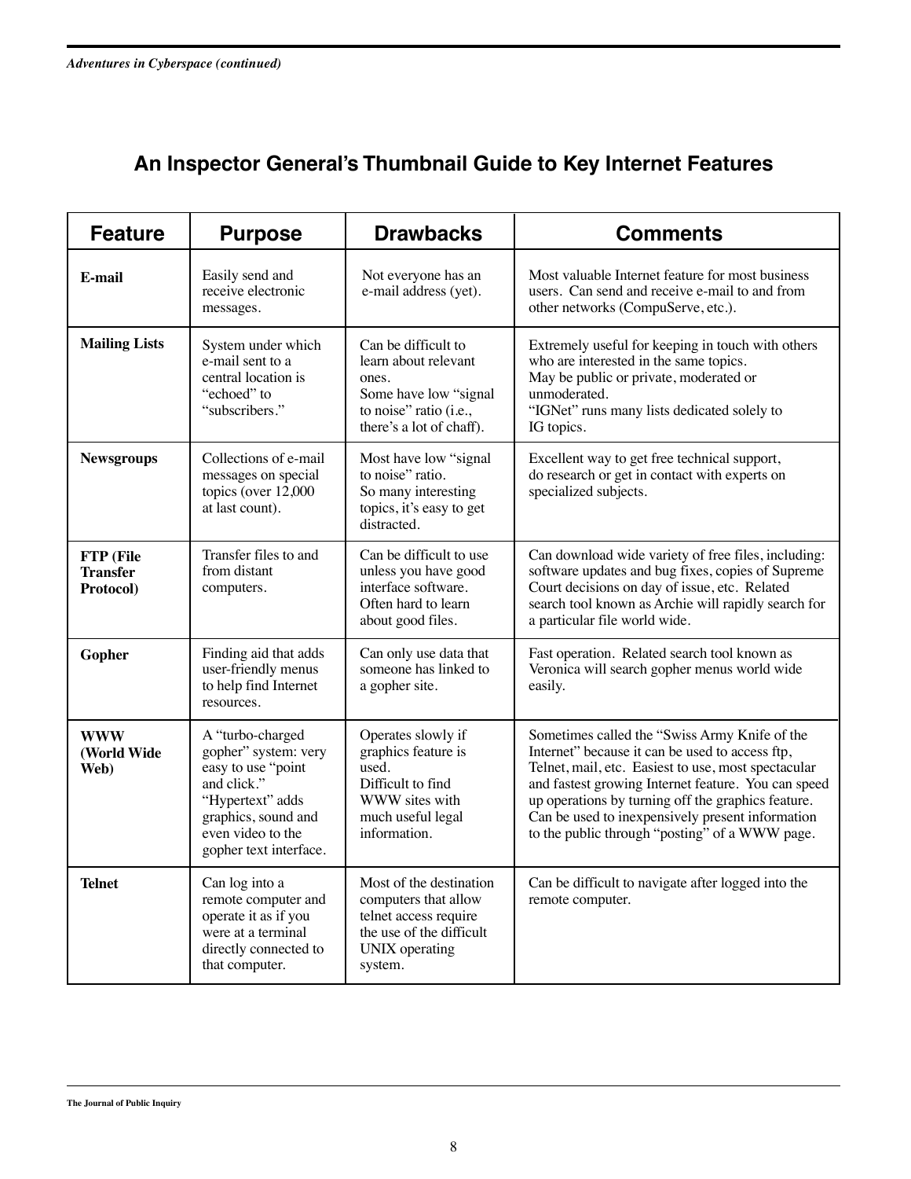## An Inspector General's Thumbnail Guide to Key Internet Features

| Feature | Purpose | Drawbacks | Comments |
|---|---|---|---|
| **E-mail** | Easily send and receive electronic messages. | Not everyone has an e-mail address (yet). | Most valuable Internet feature for most business users. Can send and receive e-mail to and from other networks (CompuServe, etc.). |
| **Mailing Lists** | System under which e-mail sent to a central location is "echoed" to "subscribers." | Can be difficult to learn about relevant ones. Some have low "signal to noise" ratio (i.e., there's a lot of chaff). | Extremely useful for keeping in touch with others who are interested in the same topics. May be public or private, moderated or unmoderated. "IGNet" runs many lists dedicated solely to IG topics. |
| **Newsgroups** | Collections of e-mail messages on special topics (over 12,000 at last count). | Most have low "signal to noise" ratio. So many interesting topics, it's easy to get distracted. | Excellent way to get free technical support, do research or get in contact with experts on specialized subjects. |
| **FTP (File Transfer Protocol)** | Transfer files to and from distant computers. | Can be difficult to use unless you have good interface software. Often hard to learn about good files. | Can download wide variety of free files, including: software updates and bug fixes, copies of Supreme Court decisions on day of issue, etc. Related search tool known as Archie will rapidly search for a particular file world wide. |
| **Gopher** | Finding aid that adds user-friendly menus to help find Internet resources. | Can only use data that someone has linked to a gopher site. | Fast operation. Related search tool known as Veronica will search gopher menus world wide easily. |
| **WWW (World Wide Web)** | A "turbo-charged gopher" system: very easy to use "point and click." "Hypertext" adds graphics, sound and even video to the gopher text interface. | Operates slowly if graphics feature is used. Difficult to find WWW sites with much useful legal information. | Sometimes called the "Swiss Army Knife of the Internet" because it can be used to access ftp, Telnet, mail, etc. Easiest to use, most spectacular and fastest growing Internet feature. You can speed up operations by turning off the graphics feature. Can be used to inexpensively present information to the public through "posting" of a WWW page. |
| **Telnet** | Can log into a remote computer and operate it as if you were at a terminal directly connected to that computer. | Most of the destination computers that allow telnet access require the use of the difficult UNIX operating system. | Can be difficult to navigate after logged into the remote computer. |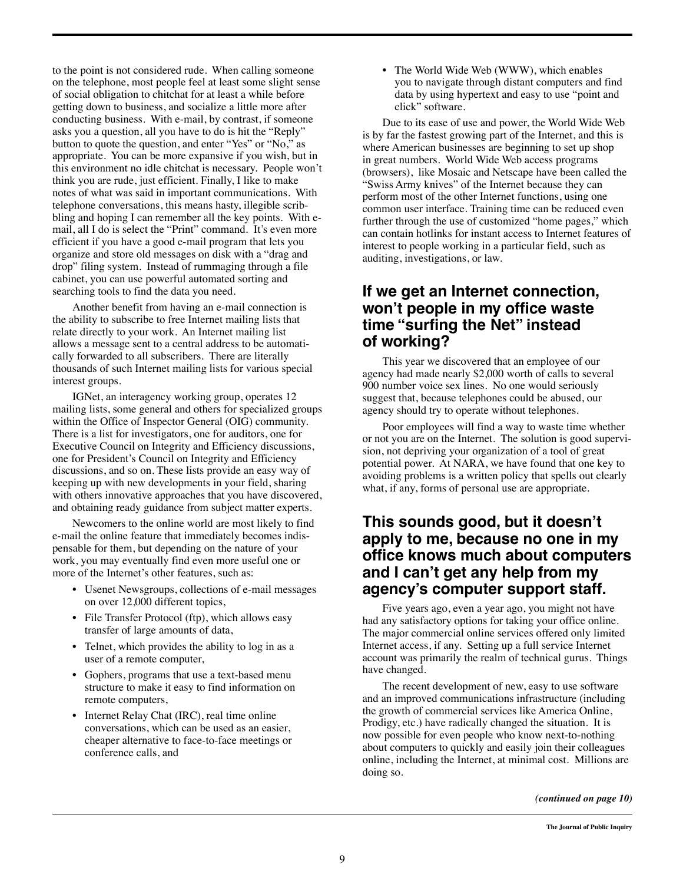to the point is not considered rude. When calling someone on the telephone, most people feel at least some slight sense of social obligation to chitchat for at least a while before getting down to business, and socialize a little more after conducting business. With e-mail, by contrast, if someone asks you a question, all you have to do is hit the "Reply" button to quote the question, and enter "Yes" or "No," as appropriate. You can be more expansive if you wish, but in this environment no idle chitchat is necessary. People won't think you are rude, just efficient. Finally, I like to make notes of what was said in important communications. With telephone conversations, this means hasty, illegible scribbling and hoping I can remember all the key points. With e-mail, all I do is select the "Print" command. It's even more efficient if you have a good e-mail program that lets you organize and store old messages on disk with a "drag and drop" filing system. Instead of rummaging through a file cabinet, you can use powerful automated sorting and searching tools to find the data you need.

Another benefit from having an e-mail connection is the ability to subscribe to free Internet mailing lists that relate directly to your work. An Internet mailing list allows a message sent to a central address to be automatically forwarded to all subscribers. There are literally thousands of such Internet mailing lists for various special interest groups.

IGNet, an interagency working group, operates 12 mailing lists, some general and others for specialized groups within the Office of Inspector General (OIG) community. There is a list for investigators, one for auditors, one for Executive Council on Integrity and Efficiency discussions, one for President's Council on Integrity and Efficiency discussions, and so on. These lists provide an easy way of keeping up with new developments in your field, sharing with others innovative approaches that you have discovered, and obtaining ready guidance from subject matter experts.

Newcomers to the online world are most likely to find e-mail the online feature that immediately becomes indispensable for them, but depending on the nature of your work, you may eventually find even more useful one or more of the Internet's other features, such as:

- Usenet Newsgroups, collections of e-mail messages on over 12,000 different topics,
- File Transfer Protocol (ftp), which allows easy transfer of large amounts of data,
- Telnet, which provides the ability to log in as a user of a remote computer,
- Gophers, programs that use a text-based menu structure to make it easy to find information on remote computers,
- Internet Relay Chat (IRC), real time online conversations, which can be used as an easier, cheaper alternative to face-to-face meetings or conference calls, and
- The World Wide Web (WWW), which enables you to navigate through distant computers and find data by using hypertext and easy to use "point and click" software.

Due to its ease of use and power, the World Wide Web is by far the fastest growing part of the Internet, and this is where American businesses are beginning to set up shop in great numbers. World Wide Web access programs (browsers), like Mosaic and Netscape have been called the "Swiss Army knives" of the Internet because they can perform most of the other Internet functions, using one common user interface. Training time can be reduced even further through the use of customized "home pages," which can contain hotlinks for instant access to Internet features of interest to people working in a particular field, such as auditing, investigations, or law.

## If we get an Internet connection, won't people in my office waste time "surfing the Net" instead of working?

This year we discovered that an employee of our agency had made nearly $2,000 worth of calls to several 900 number voice sex lines. No one would seriously suggest that, because telephones could be abused, our agency should try to operate without telephones.

Poor employees will find a way to waste time whether or not you are on the Internet. The solution is good supervision, not depriving your organization of a tool of great potential power. At NARA, we have found that one key to avoiding problems is a written policy that spells out clearly what, if any, forms of personal use are appropriate.

## This sounds good, but it doesn't apply to me, because no one in my office knows much about computers and I can't get any help from my agency's computer support staff.

Five years ago, even a year ago, you might not have had any satisfactory options for taking your office online. The major commercial online services offered only limited Internet access, if any. Setting up a full service Internet account was primarily the realm of technical gurus. Things have changed.

The recent development of new, easy to use software and an improved communications infrastructure (including the growth of commercial services like America Online, Prodigy, etc.) have radically changed the situation. It is now possible for even people who know next-to-nothing about computers to quickly and easily join their colleagues online, including the Internet, at minimal cost. Millions are doing so.

***(continued on page 10)***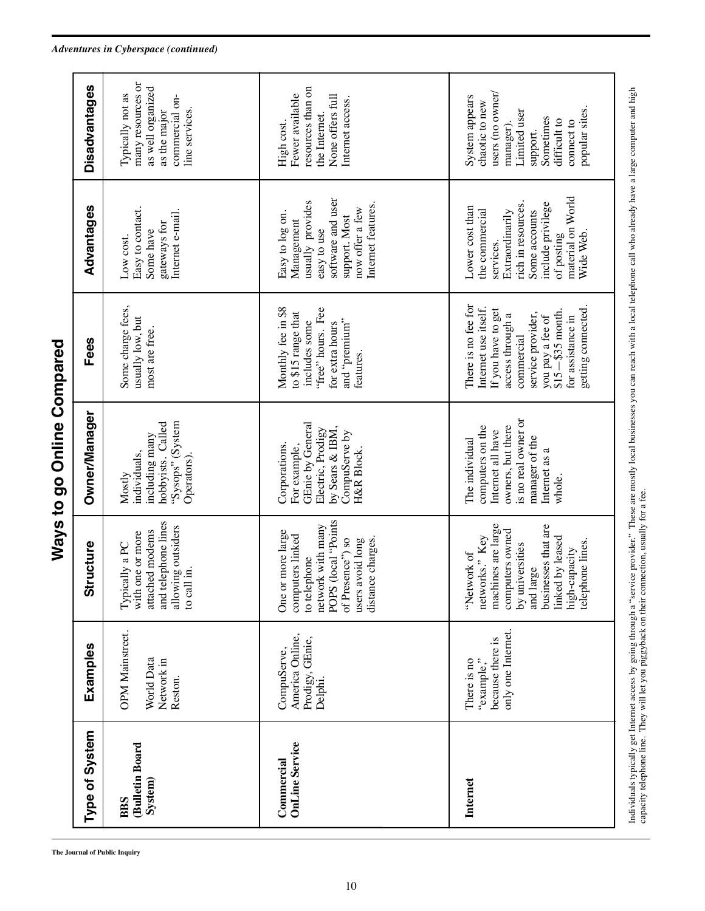## Ways to go Online Compared

| Type of System | Examples | Structure | Owner/Manager | Fees | Advantages | Disadvantages |
|---|---|---|---|---|---|---|
| **BBS (Bulletin Board System)** | OPM Mainstreet. World Data Network in Reston. | Typically a PC with one or more attached modems and telephone lines allowing outsiders to call in. | Mostly individuals, including many hobbyists. Called "Sysops" (System Operators). | Some charge fees, usually low, but most are free. | Low cost. Easy to contact. Some have gateways for Internet e-mail. | Typically not as many resources or as well organized as the major commercial on-line services. |
| **Commercial OnLine Service** | CompuServe, America Online, Prodigy, GEnie, Delphi. | One or more large computers linked to telephone network with many POPS (local "Points of Presence") so users avoid long distance charges. | Corporations. For example, GEnie by General Electric, Prodigy by Sears & IBM, CompuServe by H&R Block. | Monthly fee in $8 to $15 range that includes some "free" hours. Fee for extra hours and "premium" features. | Easy to log on. Management usually provides easy to use software and user support. Most now offer a few Internet features. | High cost. Fewer available resources than on the Internet. None offers full Internet access. |
| **Internet** | There is no "example," because there is only one Internet. | "Network of networks." Key machines are large computers owned by universities and large businesses that are linked by leased high-capacity telephone lines. | The individual computers on the Internet all have owners, but there is no real owner or manager of the Internet as a whole. | There is no fee for Internet use itself. If you have to get access through a commercial service provider, you pay a fee of $15 – $35 month. for assistance in getting connected. | Lower cost than the commercial services. Extraordinarily rich in resources. Some accounts include privilege of posting material on World Wide Web. | System appears chaotic to new users (no owner/manager). Limited user support. Sometimes difficult to connect to popular sites. |

Individuals typically get Internet access by going through a "service provider." These are mostly local businesses you can reach with a local telephone call who already have a large computer and high capacity telephone line. They will let you piggyback on their connection, usually for a fee.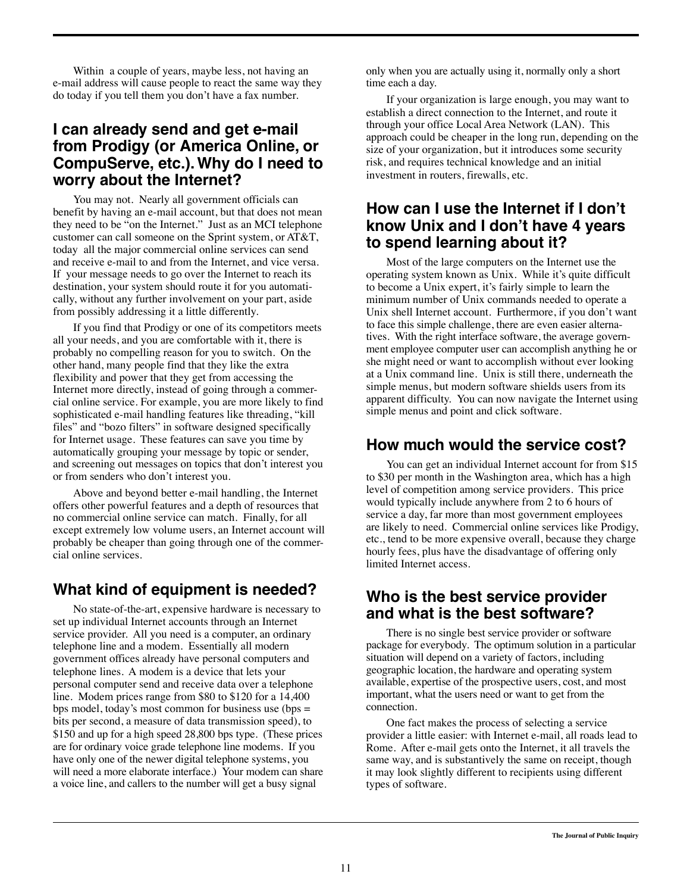Within a couple of years, maybe less, not having an e-mail address will cause people to react the same way they do today if you tell them you don't have a fax number.

## I can already send and get e-mail from Prodigy (or America Online, or CompuServe, etc.). Why do I need to worry about the Internet?

You may not. Nearly all government officials can benefit by having an e-mail account, but that does not mean they need to be "on the Internet." Just as an MCI telephone customer can call someone on the Sprint system, or AT&T, today all the major commercial online services can send and receive e-mail to and from the Internet, and vice versa. If your message needs to go over the Internet to reach its destination, your system should route it for you automatically, without any further involvement on your part, aside from possibly addressing it a little differently.

If you find that Prodigy or one of its competitors meets all your needs, and you are comfortable with it, there is probably no compelling reason for you to switch. On the other hand, many people find that they like the extra flexibility and power that they get from accessing the Internet more directly, instead of going through a commercial online service. For example, you are more likely to find sophisticated e-mail handling features like threading, "kill files" and "bozo filters" in software designed specifically for Internet usage. These features can save you time by automatically grouping your message by topic or sender, and screening out messages on topics that don't interest you or from senders who don't interest you.

Above and beyond better e-mail handling, the Internet offers other powerful features and a depth of resources that no commercial online service can match. Finally, for all except extremely low volume users, an Internet account will probably be cheaper than going through one of the commercial online services.

## What kind of equipment is needed?

No state-of-the-art, expensive hardware is necessary to set up individual Internet accounts through an Internet service provider. All you need is a computer, an ordinary telephone line and a modem. Essentially all modern government offices already have personal computers and telephone lines. A modem is a device that lets your personal computer send and receive data over a telephone line. Modem prices range from $80 to $120 for a 14,400 bps model, today's most common for business use (bps = bits per second, a measure of data transmission speed), to $150 and up for a high speed 28,800 bps type. (These prices are for ordinary voice grade telephone line modems. If you have only one of the newer digital telephone systems, you will need a more elaborate interface.) Your modem can share a voice line, and callers to the number will get a busy signal only when you are actually using it, normally only a short time each a day.

If your organization is large enough, you may want to establish a direct connection to the Internet, and route it through your office Local Area Network (LAN). This approach could be cheaper in the long run, depending on the size of your organization, but it introduces some security risk, and requires technical knowledge and an initial investment in routers, firewalls, etc.

## How can I use the Internet if I don't know Unix and I don't have 4 years to spend learning about it?

Most of the large computers on the Internet use the operating system known as Unix. While it's quite difficult to become a Unix expert, it's fairly simple to learn the minimum number of Unix commands needed to operate a Unix shell Internet account. Furthermore, if you don't want to face this simple challenge, there are even easier alternatives. With the right interface software, the average government employee computer user can accomplish anything he or she might need or want to accomplish without ever looking at a Unix command line. Unix is still there, underneath the simple menus, but modern software shields users from its apparent difficulty. You can now navigate the Internet using simple menus and point and click software.

## How much would the service cost?

You can get an individual Internet account for from $15 to $30 per month in the Washington area, which has a high level of competition among service providers. This price would typically include anywhere from 2 to 6 hours of service a day, far more than most government employees are likely to need. Commercial online services like Prodigy, etc., tend to be more expensive overall, because they charge hourly fees, plus have the disadvantage of offering only limited Internet access.

## Who is the best service provider and what is the best software?

There is no single best service provider or software package for everybody. The optimum solution in a particular situation will depend on a variety of factors, including geographic location, the hardware and operating system available, expertise of the prospective users, cost, and most important, what the users need or want to get from the connection.

One fact makes the process of selecting a service provider a little easier: with Internet e-mail, all roads lead to Rome. After e-mail gets onto the Internet, it all travels the same way, and is substantively the same on receipt, though it may look slightly different to recipients using different types of software.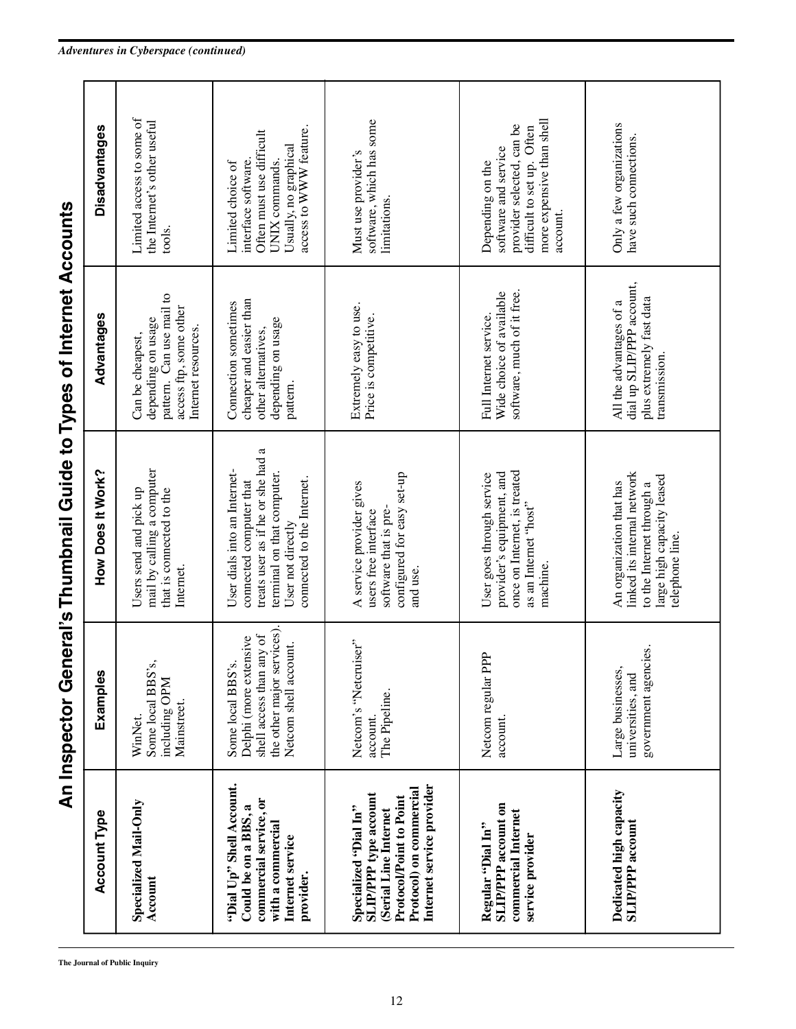## An Inspector General's Thumbnail Guide to Types of Internet Accounts

| Account Type | Examples | How Does It Work? | Advantages | Disadvantages |
|---|---|---|---|---|
| **Specialized Mail-Only Account** | WinNet. Some local BBS's, including OPM Mainstreet. | Users send and pick up mail by calling a computer that is connected to the Internet. | Can be cheapest, depending on usage pattern. Can use mail to access ftp, some other Internet resources. | Limited access to some of the Internet's other useful tools. |
| **"Dial Up" Shell Account. Could be on a BBS, a commercial service, or with a commercial Internet service provider.** | Some local BBS's. Delphi (more extensive shell access than any of the other major services). Netcom shell account. | User dials into an Internet-connected computer that treats user as if he or she had a terminal on that computer. User not directly connected to the Internet. | Connection sometimes cheaper and easier than other alternatives, depending on usage pattern. | Limited choice of interface software. Often must use difficult UNIX commands. Usually, no graphical access to WWW feature. |
| **Specialized "Dial In" SLIP/PPP type account (Serial Line Internet Protocol/Point to Point Protocol) on commercial Internet service provider** | Netcom's "Netcruiser" account. The Pipeline. | A service provider gives users free interface software that is pre-configured for easy set-up and use. | Extremely easy to use. Price is competitive. | Must use provider's software, which has some limitations. |
| **Regular "Dial In" SLIP/PPP account on commercial Internet service provider** | Netcom regular PPP account. | User goes through service provider's equipment, and once on Internet, is treated as an Internet "host" machine. | Full Internet service. Wide choice of available software, much of it free. | Depending on the software and service provider selected, can be difficult to set up. Often more expensive than shell account. |
| **Dedicated high capacity SLIP/PPP account** | Large businesses, universities, and government agencies. | An organization that has linked its internal network to the Internet through a large high capacity leased telephone line. | All the advantages of a dial up SLIP/PPP account, plus extremely fast data transmission. | Only a few organizations have such connections. |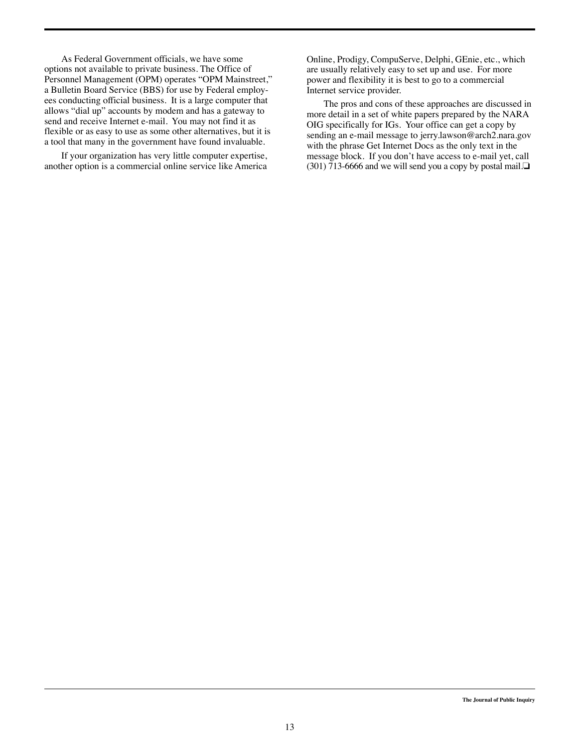As Federal Government officials, we have some options not available to private business. The Office of Personnel Management (OPM) operates "OPM Mainstreet," a Bulletin Board Service (BBS) for use by Federal employees conducting official business. It is a large computer that allows "dial up" accounts by modem and has a gateway to send and receive Internet e-mail. You may not find it as flexible or as easy to use as some other alternatives, but it is a tool that many in the government have found invaluable.

If your organization has very little computer expertise, another option is a commercial online service like America Online, Prodigy, CompuServe, Delphi, GEnie, etc., which are usually relatively easy to set up and use. For more power and flexibility it is best to go to a commercial Internet service provider.

The pros and cons of these approaches are discussed in more detail in a set of white papers prepared by the NARA OIG specifically for IGs. Your office can get a copy by sending an e-mail message to jerry.lawson@arch2.nara.gov with the phrase Get Internet Docs as the only text in the message block. If you don't have access to e-mail yet, call (301) 713-6666 and we will send you a copy by postal mail.❑